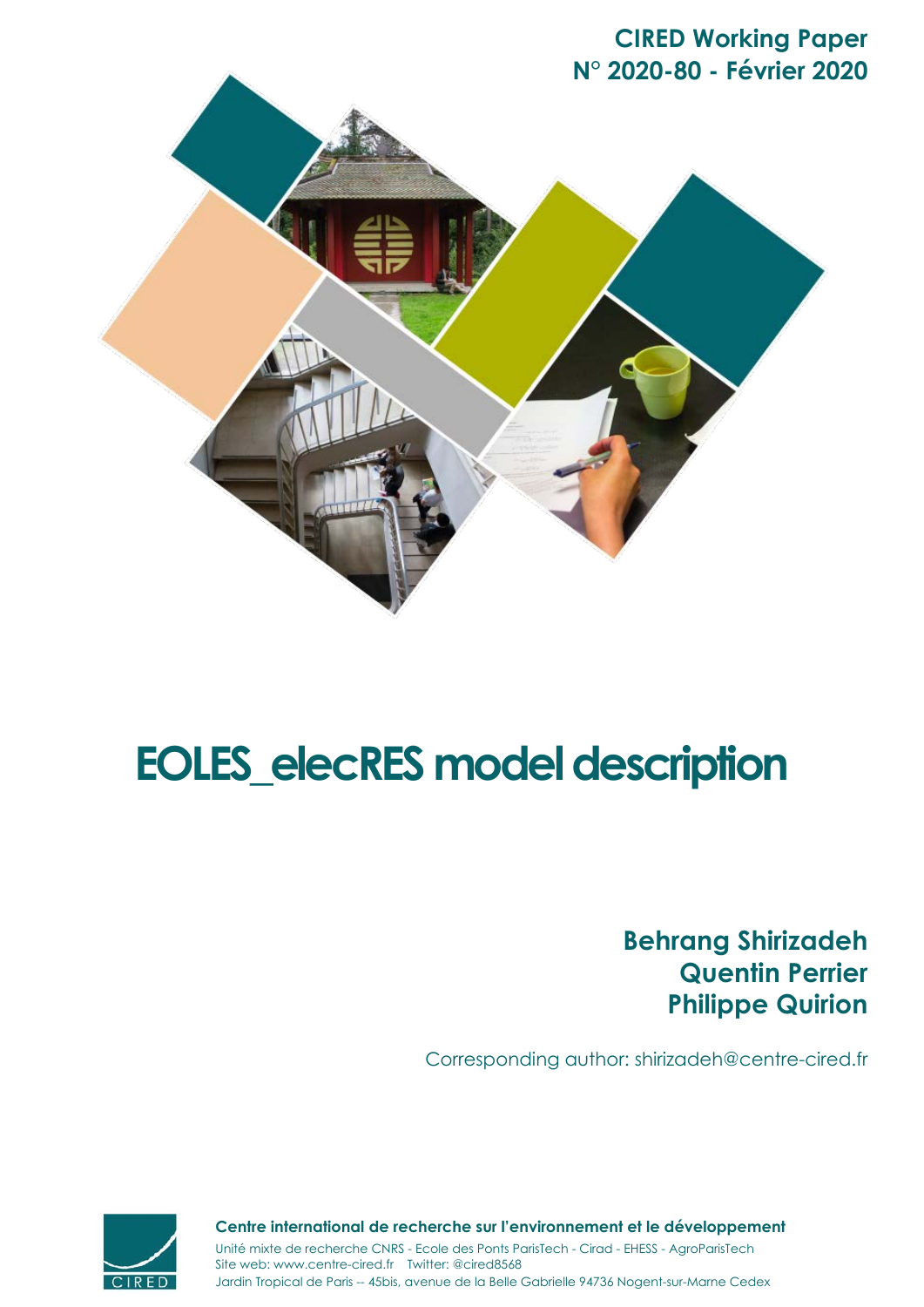**CIRED Working Paper**
**N° 2020-80 - Février 2020**

# EOLES_elecRES model description

**Behrang Shirizadeh**
**Quentin Perrier**
**Philippe Quirion**

Corresponding author: shirizadeh@centre-cired.fr

**Centre international de recherche sur l'environnement et le développement**

Unité mixte de recherche CNRS - Ecole des Ponts ParisTech - Cirad - EHESS - AgroParisTech
Site web: www.centre-cired.fr Twitter: @cired8568
Jardin Tropical de Paris -- 45bis, avenue de la Belle Gabrielle 94736 Nogent-sur-Marne Cedex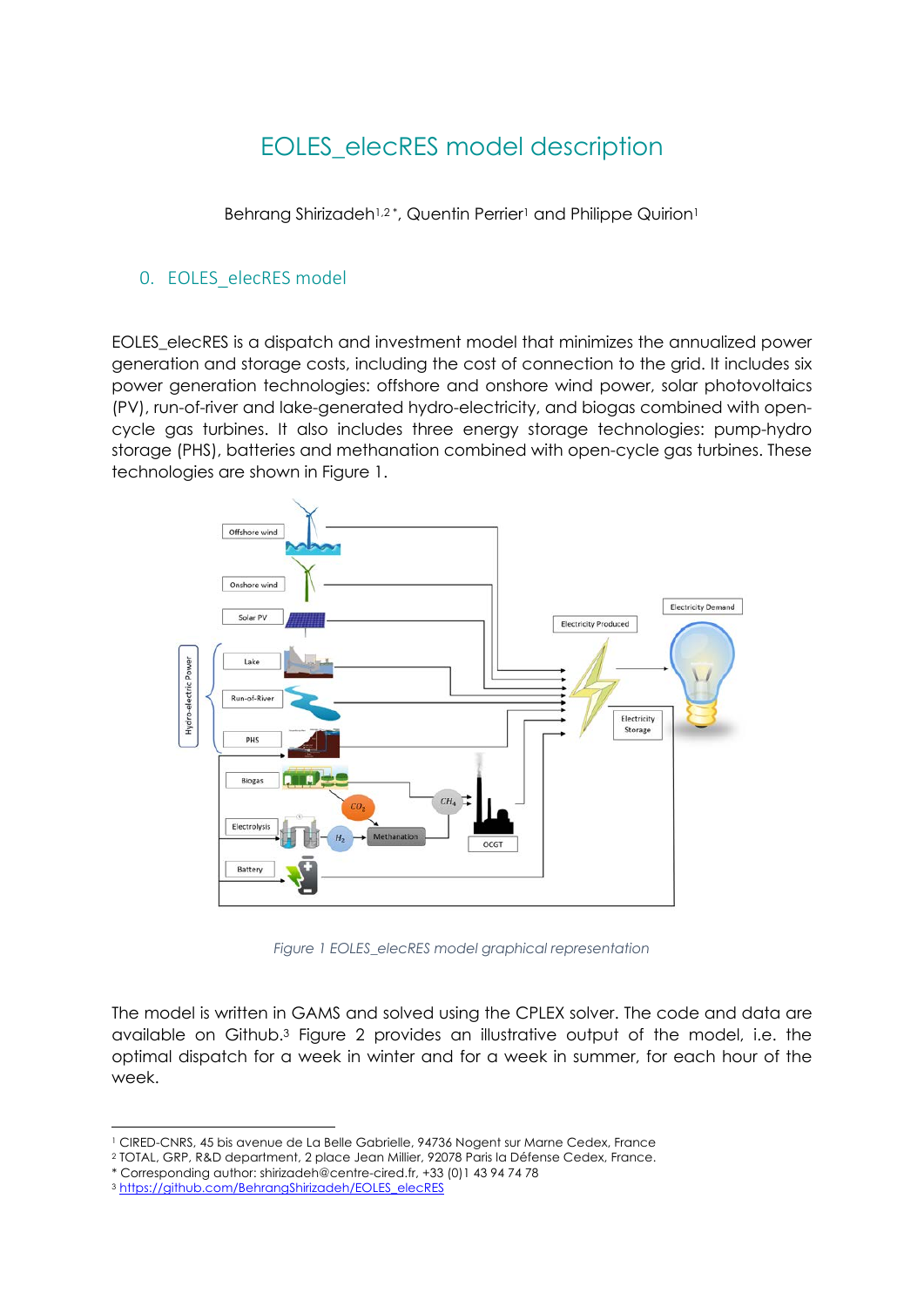# EOLES_elecRES model description

Behrang Shirizadeh[1,2*], Quentin Perrier[1] and Philippe Quirion[1]

## 0. EOLES_elecRES model

EOLES_elecRES is a dispatch and investment model that minimizes the annualized power generation and storage costs, including the cost of connection to the grid. It includes six power generation technologies: offshore and onshore wind power, solar photovoltaics (PV), run-of-river and lake-generated hydro-electricity, and biogas combined with open-cycle gas turbines. It also includes three energy storage technologies: pump-hydro storage (PHS), batteries and methanation combined with open-cycle gas turbines. These technologies are shown in Figure 1.

*Figure 1 EOLES_elecRES model graphical representation*

The model is written in GAMS and solved using the CPLEX solver. The code and data are available on Github.[3] Figure 2 provides an illustrative output of the model, i.e. the optimal dispatch for a week in winter and for a week in summer, for each hour of the week.

---

[1] CIRED-CNRS, 45 bis avenue de La Belle Gabrielle, 94736 Nogent sur Marne Cedex, France

[2] TOTAL, GRP, R&D department, 2 place Jean Millier, 92078 Paris la Défense Cedex, France.

\* Corresponding author: shirizadeh@centre-cired.fr, +33 (0)1 43 94 74 78

[3] https://github.com/BehrangShirizadeh/EOLES_elecRES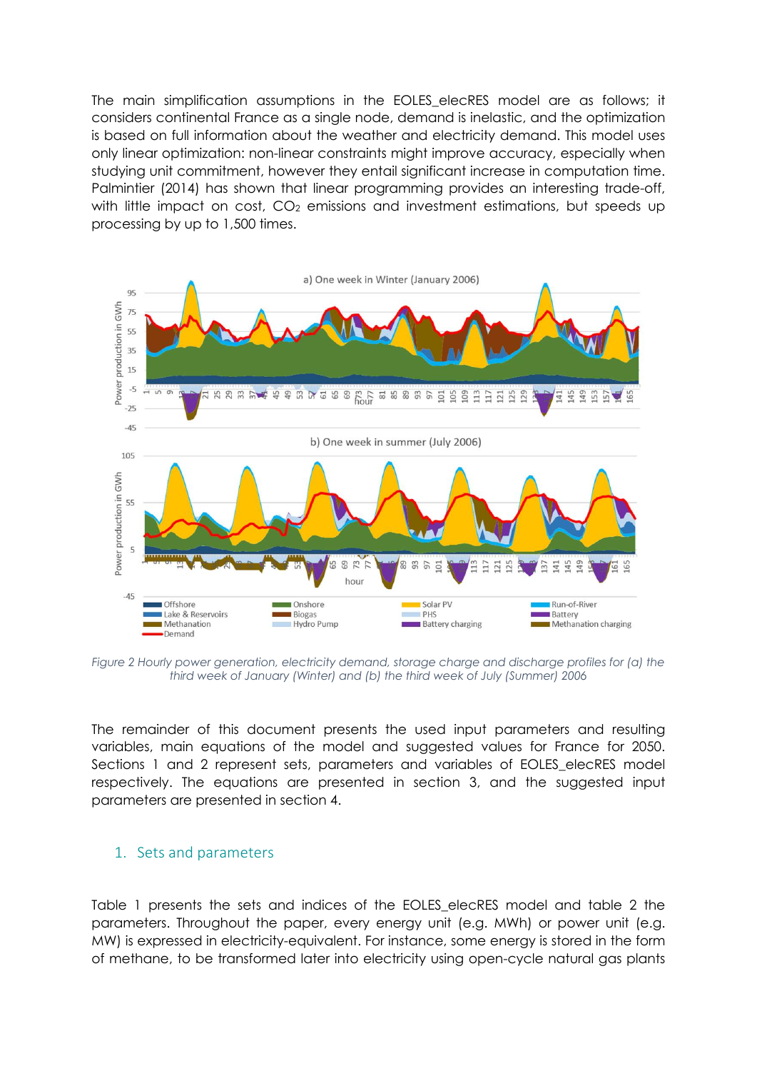The main simplification assumptions in the EOLES_elecRES model are as follows; it considers continental France as a single node, demand is inelastic, and the optimization is based on full information about the weather and electricity demand. This model uses only linear optimization: non-linear constraints might improve accuracy, especially when studying unit commitment, however they entail significant increase in computation time. Palmintier (2014) has shown that linear programming provides an interesting trade-off, with little impact on cost, $CO_2$ emissions and investment estimations, but speeds up processing by up to 1,500 times.

*Figure 2 Hourly power generation, electricity demand, storage charge and discharge profiles for (a) the third week of January (Winter) and (b) the third week of July (Summer) 2006*

The remainder of this document presents the used input parameters and resulting variables, main equations of the model and suggested values for France for 2050. Sections 1 and 2 represent sets, parameters and variables of EOLES_elecRES model respectively. The equations are presented in section 3, and the suggested input parameters are presented in section 4.

## 1. Sets and parameters

Table 1 presents the sets and indices of the EOLES_elecRES model and table 2 the parameters. Throughout the paper, every energy unit (e.g. MWh) or power unit (e.g. MW) is expressed in electricity-equivalent. For instance, some energy is stored in the form of methane, to be transformed later into electricity using open-cycle natural gas plants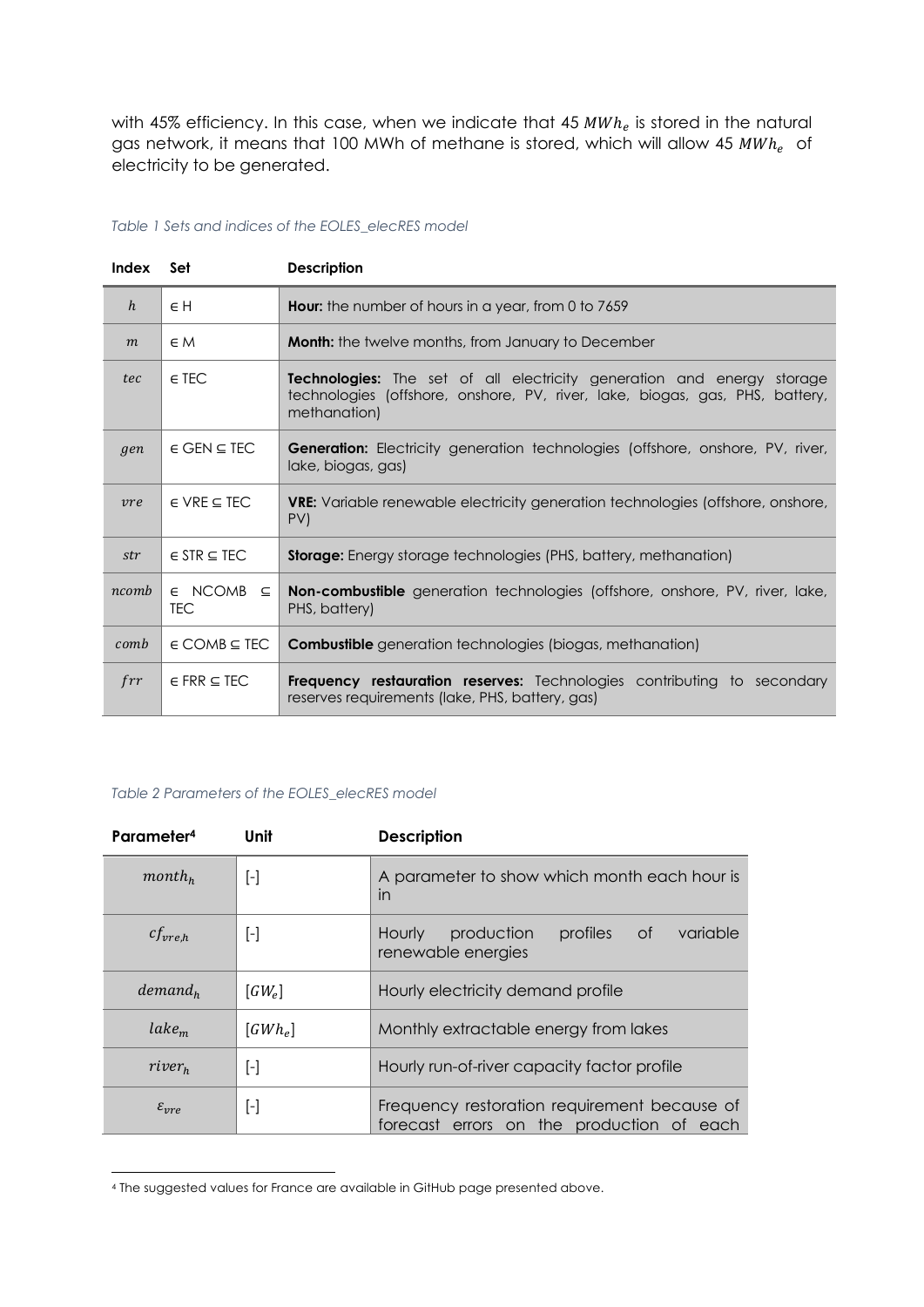with 45% efficiency. In this case, when we indicate that 45 $MWh_e$ is stored in the natural gas network, it means that 100 MWh of methane is stored, which will allow 45 $MWh_e$ of electricity to be generated.

*Table 1 Sets and indices of the EOLES_elecRES model*

| Index | Set | Description |
|---|---|---|
| $h$ | ∈ H | **Hour:** the number of hours in a year, from 0 to 7659 |
| $m$ | ∈ M | **Month:** the twelve months, from January to December |
| $tec$ | ∈ TEC | **Technologies:** The set of all electricity generation and energy storage technologies (offshore, onshore, PV, river, lake, biogas, gas, PHS, battery, methanation) |
| $gen$ | ∈ GEN ⊆ TEC | **Generation:** Electricity generation technologies (offshore, onshore, PV, river, lake, biogas, gas) |
| $vre$ | ∈ VRE ⊆ TEC | **VRE:** Variable renewable electricity generation technologies (offshore, onshore, PV) |
| $str$ | ∈ STR ⊆ TEC | **Storage:** Energy storage technologies (PHS, battery, methanation) |
| $ncomb$ | ∈ NCOMB ⊆ TEC | **Non-combustible** generation technologies (offshore, onshore, PV, river, lake, PHS, battery) |
| $comb$ | ∈ COMB ⊆ TEC | **Combustible** generation technologies (biogas, methanation) |
| $frr$ | ∈ FRR ⊆ TEC | **Frequency restauration reserves:** Technologies contributing to secondary reserves requirements (lake, PHS, battery, gas) |

*Table 2 Parameters of the EOLES_elecRES model*

| Parameter[4] | Unit | Description |
|---|---|---|
| $month_h$ | [-] | A parameter to show which month each hour is in |
| $cf_{vre,h}$ | [-] | Hourly production profiles of variable renewable energies |
| $demand_h$ | $[GW_e]$ | Hourly electricity demand profile |
| $lake_m$ | $[GWh_e]$ | Monthly extractable energy from lakes |
| $river_h$ | [-] | Hourly run-of-river capacity factor profile |
| $\varepsilon_{vre}$ | [-] | Frequency restoration requirement because of forecast errors on the production of each |

[4] The suggested values for France are available in GitHub page presented above.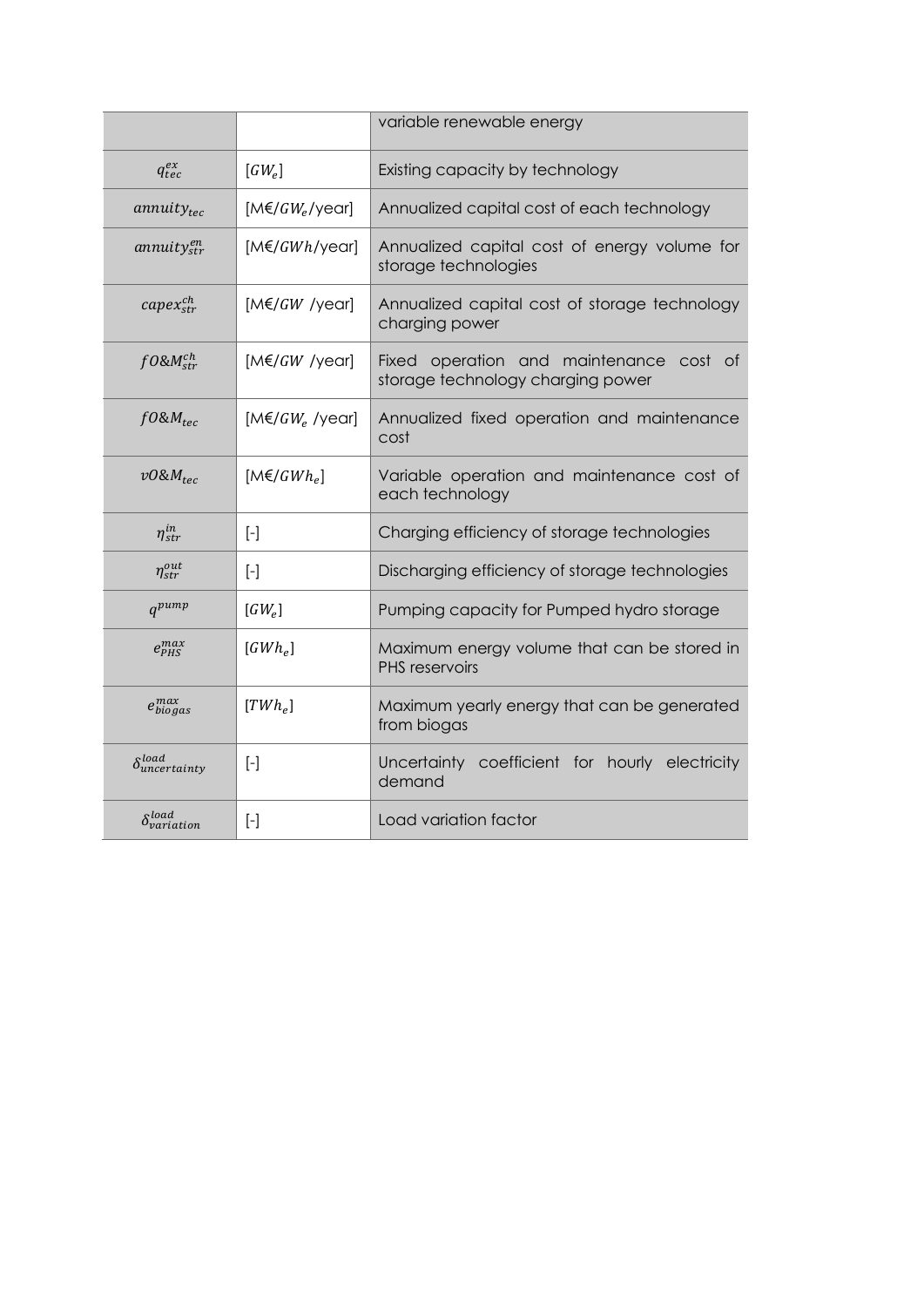| | | variable renewable energy |
|---|---|---|
| $q_{tec}^{ex}$ | $[GW_e]$ | Existing capacity by technology |
| $annuity_{tec}$ | [M€/$GW_e$/year] | Annualized capital cost of each technology |
| $annuity_{str}^{en}$ | [M€/$GWh$/year] | Annualized capital cost of energy volume for storage technologies |
| $capex_{str}^{ch}$ | [M€/$GW$ /year] | Annualized capital cost of storage technology charging power |
| $fO\&M_{str}^{ch}$ | [M€/$GW$ /year] | Fixed operation and maintenance cost of storage technology charging power |
| $fO\&M_{tec}$ | [M€/$GW_e$ /year] | Annualized fixed operation and maintenance cost |
| $vO\&M_{tec}$ | [M€/$GWh_e$] | Variable operation and maintenance cost of each technology |
| $\eta_{str}^{in}$ | [-] | Charging efficiency of storage technologies |
| $\eta_{str}^{out}$ | [-] | Discharging efficiency of storage technologies |
| $q^{pump}$ | $[GW_e]$ | Pumping capacity for Pumped hydro storage |
| $e_{PHS}^{max}$ | $[GWh_e]$ | Maximum energy volume that can be stored in PHS reservoirs |
| $e_{biogas}^{max}$ | $[TWh_e]$ | Maximum yearly energy that can be generated from biogas |
| $\delta_{uncertainty}^{load}$ | [-] | Uncertainty coefficient for hourly electricity demand |
| $\delta_{variation}^{load}$ | [-] | Load variation factor |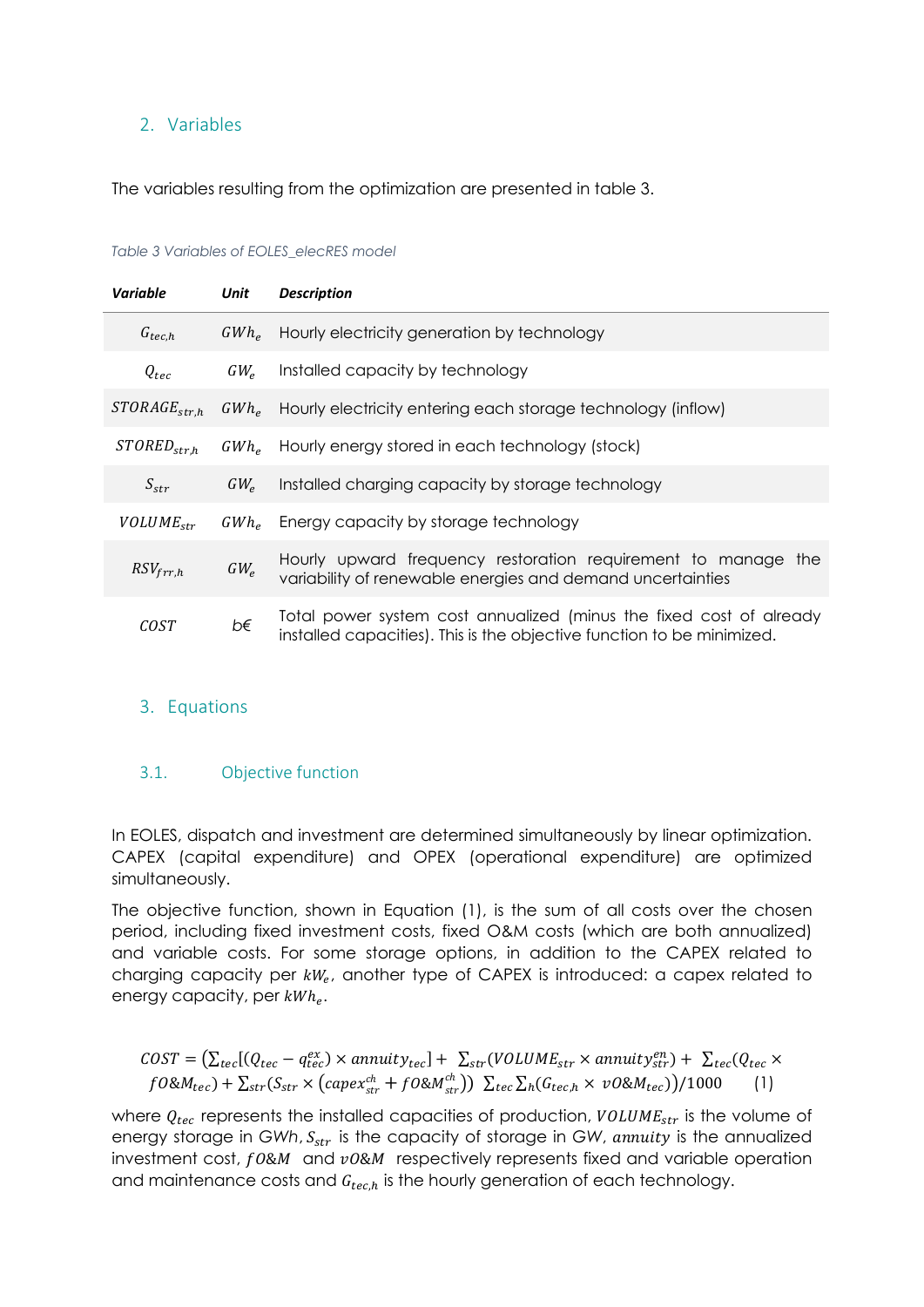## 2. Variables

The variables resulting from the optimization are presented in table 3.

*Table 3 Variables of EOLES_elecRES model*

| ***Variable*** | ***Unit*** | ***Description*** |
|---|---|---|
| $G_{tec,h}$ | $GWh_e$ | Hourly electricity generation by technology |
| $Q_{tec}$ | $GW_e$ | Installed capacity by technology |
| $STORAGE_{str,h}$ | $GWh_e$ | Hourly electricity entering each storage technology (inflow) |
| $STORED_{str,h}$ | $GWh_e$ | Hourly energy stored in each technology (stock) |
| $S_{str}$ | $GW_e$ | Installed charging capacity by storage technology |
| $VOLUME_{str}$ | $GWh_e$ | Energy capacity by storage technology |
| $RSV_{frr,h}$ | $GW_e$ | Hourly upward frequency restoration requirement to manage the variability of renewable energies and demand uncertainties |
| $COST$ | b€ | Total power system cost annualized (minus the fixed cost of already installed capacities). This is the objective function to be minimized. |

## 3. Equations

### 3.1. Objective function

In EOLES, dispatch and investment are determined simultaneously by linear optimization. CAPEX (capital expenditure) and OPEX (operational expenditure) are optimized simultaneously.

The objective function, shown in Equation (1), is the sum of all costs over the chosen period, including fixed investment costs, fixed O&M costs (which are both annualized) and variable costs. For some storage options, in addition to the CAPEX related to charging capacity per $kW_e$, another type of CAPEX is introduced: a capex related to energy capacity, per $kWh_e$.

$$COST = \left(\sum_{tec}[(Q_{tec} - q_{tec}^{ex}) \times annuity_{tec}] + \sum_{str}(VOLUME_{str} \times annuity_{str}^{en}) + \sum_{tec}(Q_{tec} \times fO\&M_{tec}) + \sum_{str}(S_{str} \times (capex_{str}^{ch} + fO\&M_{str}^{ch})) \sum_{tec}\sum_{h}(G_{tec,h} \times vO\&M_{tec})\right)/1000 \qquad (1)$$

where $Q_{tec}$ represents the installed capacities of production, $VOLUME_{str}$ is the volume of energy storage in GWh, $S_{str}$ is the capacity of storage in GW, $annuity$ is the annualized investment cost, $fO\&M$ and $vO\&M$ respectively represents fixed and variable operation and maintenance costs and $G_{tec,h}$ is the hourly generation of each technology.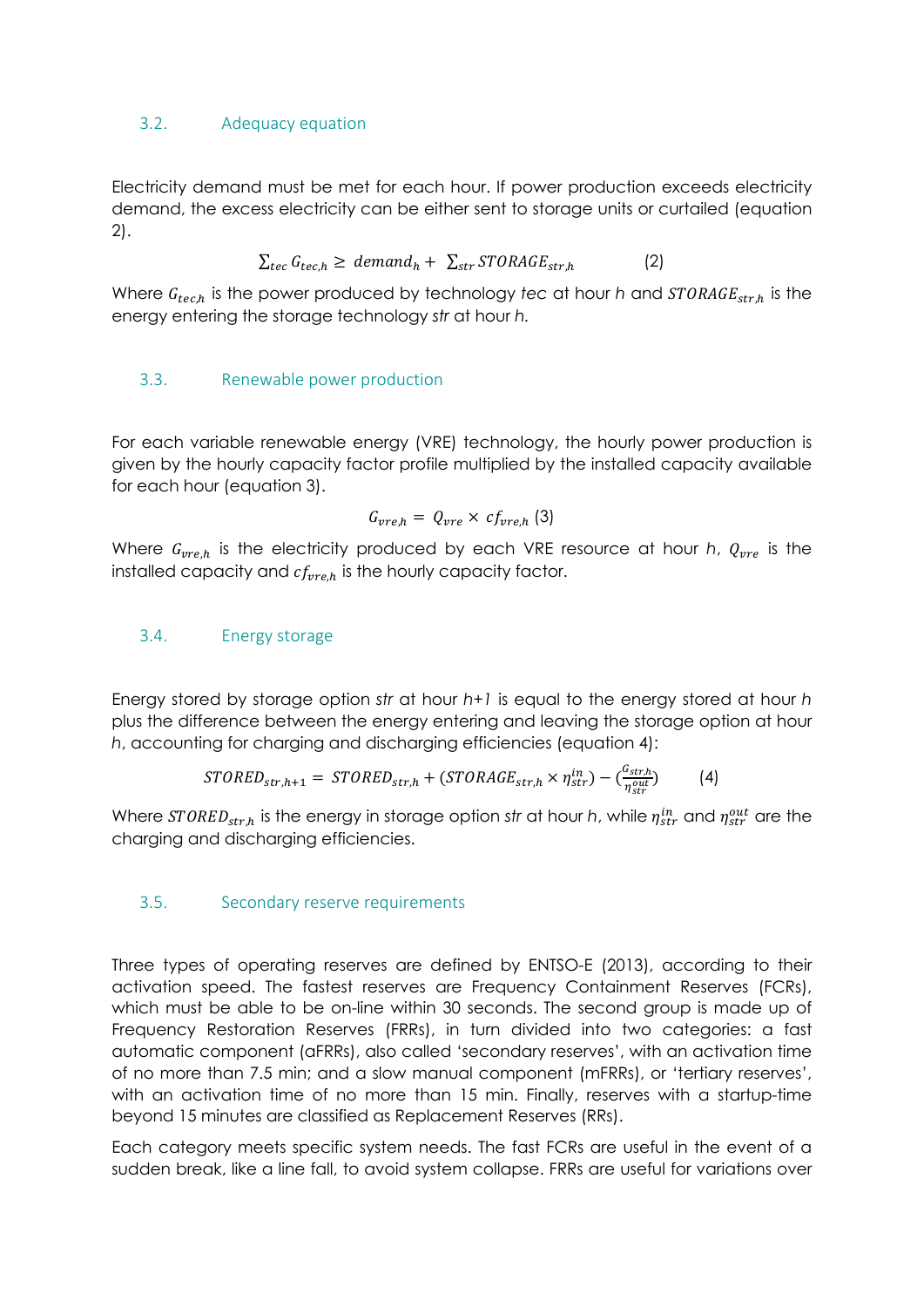## 3.2. Adequacy equation

Electricity demand must be met for each hour. If power production exceeds electricity demand, the excess electricity can be either sent to storage units or curtailed (equation 2).

$$\sum_{tec} G_{tec,h} \geq demand_h + \sum_{str} STORAGE_{str,h} \qquad (2)$$

Where $G_{tec,h}$ is the power produced by technology *tec* at hour *h* and $STORAGE_{str,h}$ is the energy entering the storage technology *str* at hour *h*.

## 3.3. Renewable power production

For each variable renewable energy (VRE) technology, the hourly power production is given by the hourly capacity factor profile multiplied by the installed capacity available for each hour (equation 3).

$$G_{vre,h} = Q_{vre} \times cf_{vre,h} \quad (3)$$

Where $G_{vre,h}$ is the electricity produced by each VRE resource at hour *h*, $Q_{vre}$ is the installed capacity and $cf_{vre,h}$ is the hourly capacity factor.

## 3.4. Energy storage

Energy stored by storage option *str* at hour *h+1* is equal to the energy stored at hour *h* plus the difference between the energy entering and leaving the storage option at hour *h*, accounting for charging and discharging efficiencies (equation 4):

$$STORED_{str,h+1} = STORED_{str,h} + (STORAGE_{str,h} \times \eta_{str}^{in}) - \left(\frac{G_{str,h}}{\eta_{str}^{out}}\right) \qquad (4)$$

Where $STORED_{str,h}$ is the energy in storage option *str* at hour *h*, while $\eta_{str}^{in}$ and $\eta_{str}^{out}$ are the charging and discharging efficiencies.

## 3.5. Secondary reserve requirements

Three types of operating reserves are defined by ENTSO-E (2013), according to their activation speed. The fastest reserves are Frequency Containment Reserves (FCRs), which must be able to be on-line within 30 seconds. The second group is made up of Frequency Restoration Reserves (FRRs), in turn divided into two categories: a fast automatic component (aFRRs), also called 'secondary reserves', with an activation time of no more than 7.5 min; and a slow manual component (mFRRs), or 'tertiary reserves', with an activation time of no more than 15 min. Finally, reserves with a startup-time beyond 15 minutes are classified as Replacement Reserves (RRs).

Each category meets specific system needs. The fast FCRs are useful in the event of a sudden break, like a line fall, to avoid system collapse. FRRs are useful for variations over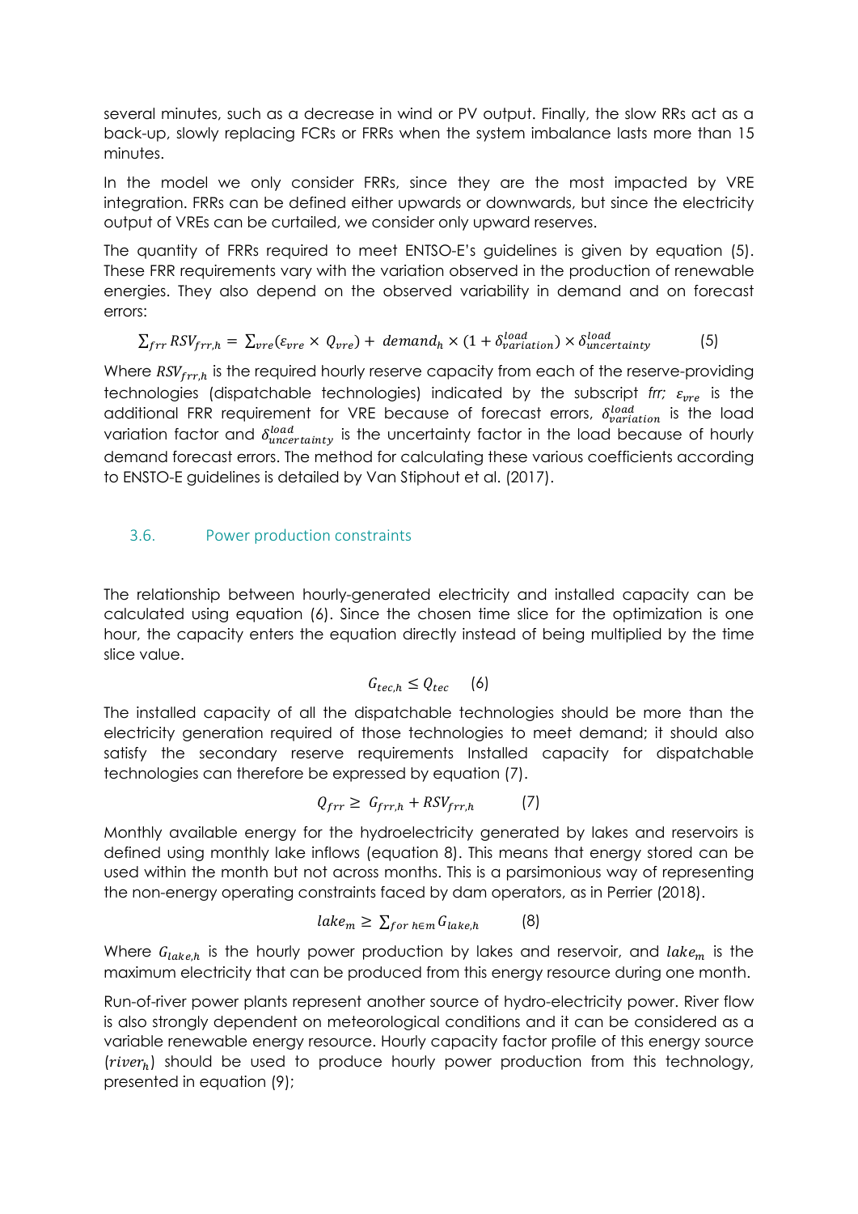several minutes, such as a decrease in wind or PV output. Finally, the slow RRs act as a back-up, slowly replacing FCRs or FRRs when the system imbalance lasts more than 15 minutes.

In the model we only consider FRRs, since they are the most impacted by VRE integration. FRRs can be defined either upwards or downwards, but since the electricity output of VREs can be curtailed, we consider only upward reserves.

The quantity of FRRs required to meet ENTSO-E's guidelines is given by equation (5). These FRR requirements vary with the variation observed in the production of renewable energies. They also depend on the observed variability in demand and on forecast errors:

$$\sum_{frr} RSV_{frr,h} = \sum_{vre}(\varepsilon_{vre} \times Q_{vre}) + demand_h \times (1 + \delta^{load}_{variation}) \times \delta^{load}_{uncertainty} \qquad (5)$$

Where $RSV_{frr,h}$ is the required hourly reserve capacity from each of the reserve-providing technologies (dispatchable technologies) indicated by the subscript *frr;* $\varepsilon_{vre}$ is the additional FRR requirement for VRE because of forecast errors, $\delta^{load}_{variation}$ is the load variation factor and $\delta^{load}_{uncertainty}$ is the uncertainty factor in the load because of hourly demand forecast errors. The method for calculating these various coefficients according to ENSTO-E guidelines is detailed by Van Stiphout et al. (2017).

### 3.6. Power production constraints

The relationship between hourly-generated electricity and installed capacity can be calculated using equation (6). Since the chosen time slice for the optimization is one hour, the capacity enters the equation directly instead of being multiplied by the time slice value.

$$G_{tec,h} \leq Q_{tec} \qquad (6)$$

The installed capacity of all the dispatchable technologies should be more than the electricity generation required of those technologies to meet demand; it should also satisfy the secondary reserve requirements Installed capacity for dispatchable technologies can therefore be expressed by equation (7).

$$Q_{frr} \geq G_{frr,h} + RSV_{frr,h} \qquad (7)$$

Monthly available energy for the hydroelectricity generated by lakes and reservoirs is defined using monthly lake inflows (equation 8). This means that energy stored can be used within the month but not across months. This is a parsimonious way of representing the non-energy operating constraints faced by dam operators, as in Perrier (2018).

$$lake_m \geq \sum_{for\ h \in m} G_{lake,h} \qquad (8)$$

Where $G_{lake,h}$ is the hourly power production by lakes and reservoir, and $lake_m$ is the maximum electricity that can be produced from this energy resource during one month.

Run-of-river power plants represent another source of hydro-electricity power. River flow is also strongly dependent on meteorological conditions and it can be considered as a variable renewable energy resource. Hourly capacity factor profile of this energy source ($river_h$) should be used to produce hourly power production from this technology, presented in equation (9);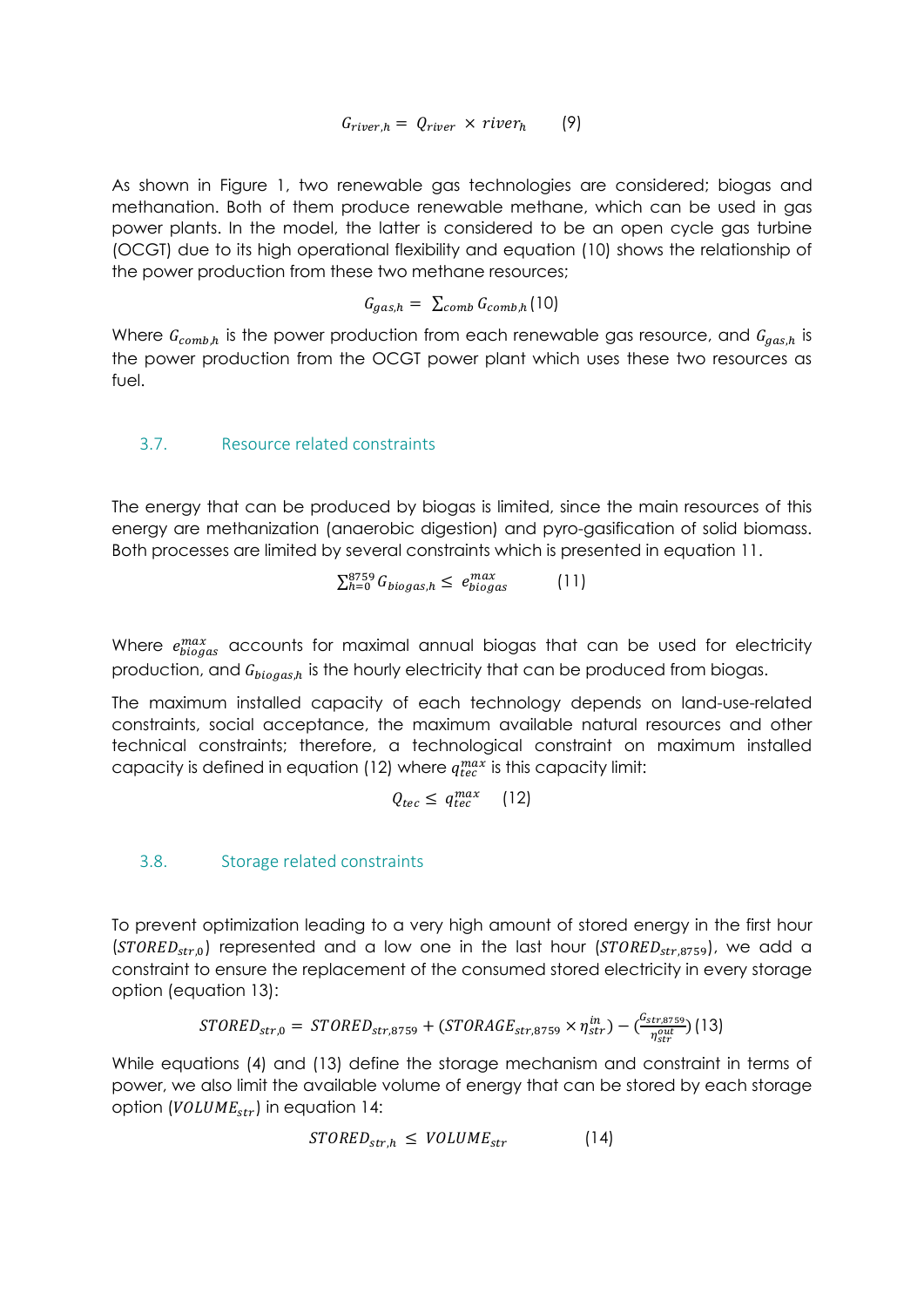$$G_{river,h} = Q_{river} \times river_h \qquad (9)$$

As shown in Figure 1, two renewable gas technologies are considered; biogas and methanation. Both of them produce renewable methane, which can be used in gas power plants. In the model, the latter is considered to be an open cycle gas turbine (OCGT) due to its high operational flexibility and equation (10) shows the relationship of the power production from these two methane resources;

$$G_{gas,h} = \sum_{comb} G_{comb,h} \, (10)$$

Where $G_{comb,h}$ is the power production from each renewable gas resource, and $G_{gas,h}$ is the power production from the OCGT power plant which uses these two resources as fuel.

## 3.7. Resource related constraints

The energy that can be produced by biogas is limited, since the main resources of this energy are methanization (anaerobic digestion) and pyro-gasification of solid biomass. Both processes are limited by several constraints which is presented in equation 11.

$$\sum_{h=0}^{8759} G_{biogas,h} \leq e_{biogas}^{max} \qquad (11)$$

Where $e_{biogas}^{max}$ accounts for maximal annual biogas that can be used for electricity production, and $G_{biogas,h}$ is the hourly electricity that can be produced from biogas.

The maximum installed capacity of each technology depends on land-use-related constraints, social acceptance, the maximum available natural resources and other technical constraints; therefore, a technological constraint on maximum installed capacity is defined in equation (12) where $q_{tec}^{max}$ is this capacity limit:

$$Q_{tec} \leq q_{tec}^{max} \qquad (12)$$

## 3.8. Storage related constraints

To prevent optimization leading to a very high amount of stored energy in the first hour ($STORED_{str,0}$) represented and a low one in the last hour ($STORED_{str,8759}$), we add a constraint to ensure the replacement of the consumed stored electricity in every storage option (equation 13):

$$STORED_{str,0} = STORED_{str,8759} + (STORAGE_{str,8759} \times \eta_{str}^{in}) - \left(\frac{G_{str,8759}}{\eta_{str}^{out}}\right) (13)$$

While equations (4) and (13) define the storage mechanism and constraint in terms of power, we also limit the available volume of energy that can be stored by each storage option ($VOLUME_{str}$) in equation 14:

$$STORED_{str,h} \leq VOLUME_{str} \qquad (14)$$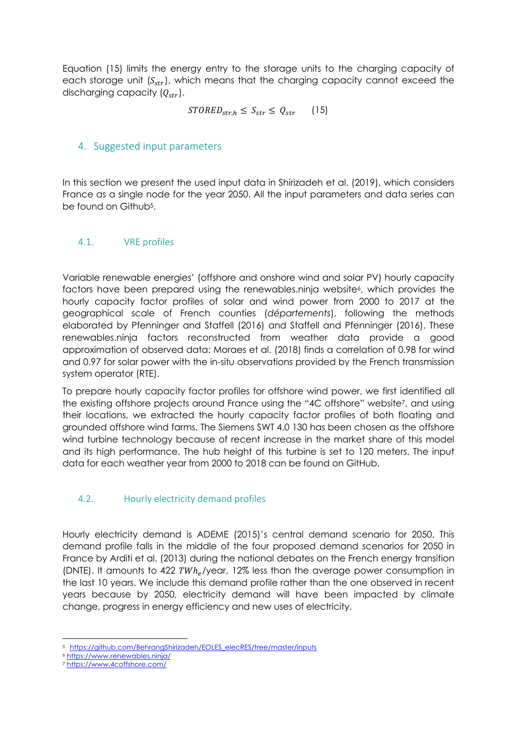Equation (15) limits the energy entry to the storage units to the charging capacity of each storage unit ($S_{str}$), which means that the charging capacity cannot exceed the discharging capacity ($Q_{str}$).

$$STORED_{str,h} \leq S_{str} \leq Q_{str} \qquad (15)$$

## 4. Suggested input parameters

In this section we present the used input data in Shirizadeh et al. (2019), which considers France as a single node for the year 2050. All the input parameters and data series can be found on Github[5].

### 4.1. VRE profiles

Variable renewable energies' (offshore and onshore wind and solar PV) hourly capacity factors have been prepared using the renewables.ninja website[6], which provides the hourly capacity factor profiles of solar and wind power from 2000 to 2017 at the geographical scale of French counties (*départements*), following the methods elaborated by Pfenninger and Staffell (2016) and Staffell and Pfenninger (2016). These renewables.ninja factors reconstructed from weather data provide a good approximation of observed data: Moraes et al. (2018) finds a correlation of 0.98 for wind and 0.97 for solar power with the in-situ observations provided by the French transmission system operator (RTE).

To prepare hourly capacity factor profiles for offshore wind power, we first identified all the existing offshore projects around France using the "4C offshore" website[7], and using their locations, we extracted the hourly capacity factor profiles of both floating and grounded offshore wind farms. The Siemens SWT 4.0 130 has been chosen as the offshore wind turbine technology because of recent increase in the market share of this model and its high performance. The hub height of this turbine is set to 120 meters. The input data for each weather year from 2000 to 2018 can be found on GitHub.

### 4.2. Hourly electricity demand profiles

Hourly electricity demand is ADEME (2015)'s central demand scenario for 2050. This demand profile falls in the middle of the four proposed demand scenarios for 2050 in France by Arditi et al. (2013) during the national debates on the French energy transition (DNTE). It amounts to 422 $TWh_e$/year, 12% less than the average power consumption in the last 10 years. We include this demand profile rather than the one observed in recent years because by 2050, electricity demand will have been impacted by climate change, progress in energy efficiency and new uses of electricity.

---

[5] https://github.com/BehrangShirizadeh/EOLES_elecRES/tree/master/inputs

[6] https://www.renewables.ninja/

[7] https://www.4coffshore.com/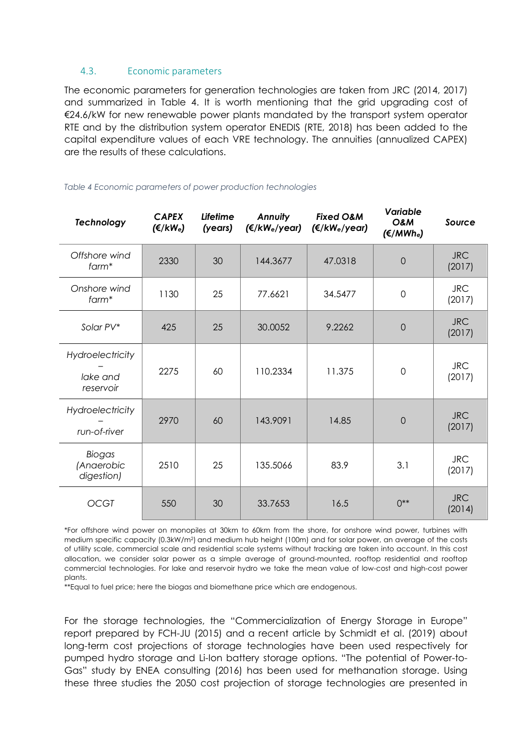### 4.3. Economic parameters

The economic parameters for generation technologies are taken from JRC (2014, 2017) and summarized in Table 4. It is worth mentioning that the grid upgrading cost of €24.6/kW for new renewable power plants mandated by the transport system operator RTE and by the distribution system operator ENEDIS (RTE, 2018) has been added to the capital expenditure values of each VRE technology. The annuities (annualized CAPEX) are the results of these calculations.

*Table 4 Economic parameters of power production technologies*

| Technology | CAPEX (€/$kW_e$) | Lifetime (years) | Annuity (€/$kW_e$/year) | Fixed O&M (€/$kW_e$/year) | Variable O&M (€/$MWh_e$) | Source |
|---|---|---|---|---|---|---|
| Offshore wind farm* | 2330 | 30 | 144.3677 | 47.0318 | 0 | JRC (2017) |
| Onshore wind farm* | 1130 | 25 | 77.6621 | 34.5477 | 0 | JRC (2017) |
| Solar PV* | 425 | 25 | 30.0052 | 9.2262 | 0 | JRC (2017) |
| Hydroelectricity – lake and reservoir | 2275 | 60 | 110.2334 | 11.375 | 0 | JRC (2017) |
| Hydroelectricity – run-of-river | 2970 | 60 | 143.9091 | 14.85 | 0 | JRC (2017) |
| Biogas (Anaerobic digestion) | 2510 | 25 | 135.5066 | 83.9 | 3.1 | JRC (2017) |
| OCGT | 550 | 30 | 33.7653 | 16.5 | 0** | JRC (2014) |

*For offshore wind power on monopiles at 30km to 60km from the shore, for onshore wind power, turbines with medium specific capacity (0.3kW/$m^2$) and medium hub height (100m) and for solar power, an average of the costs of utility scale, commercial scale and residential scale systems without tracking are taken into account. In this cost allocation, we consider solar power as a simple average of ground-mounted, rooftop residential and rooftop commercial technologies. For lake and reservoir hydro we take the mean value of low-cost and high-cost power plants.

**Equal to fuel price; here the biogas and biomethane price which are endogenous.

For the storage technologies, the "Commercialization of Energy Storage in Europe" report prepared by FCH-JU (2015) and a recent article by Schmidt et al. (2019) about long-term cost projections of storage technologies have been used respectively for pumped hydro storage and Li-Ion battery storage options. "The potential of Power-to-Gas" study by ENEA consulting (2016) has been used for methanation storage. Using these three studies the 2050 cost projection of storage technologies are presented in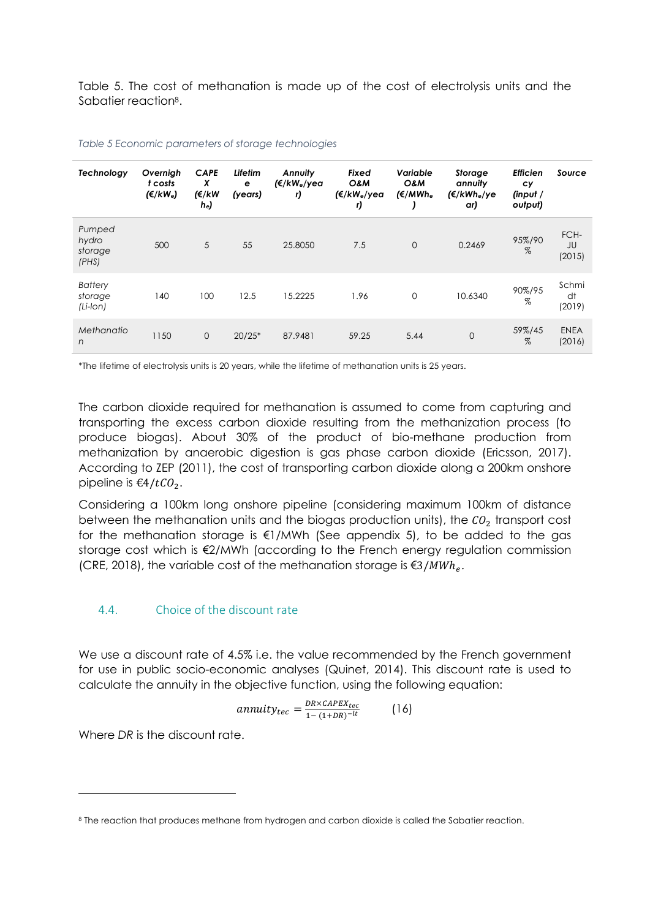Table 5. The cost of methanation is made up of the cost of electrolysis units and the Sabatier reaction[8].

*Table 5 Economic parameters of storage technologies*

| ***Technology*** | ***Overnight costs (€/kW$_e$)*** | ***CAPEX (€/kWh$_e$)*** | ***Lifetime (years)*** | ***Annuity (€/kW$_e$/year)*** | ***Fixed O&M (€/kW$_e$/year)*** | ***Variable O&M (€/MWh$_e$)*** | ***Storage annuity (€/kWh$_e$/year)*** | ***Efficiency (input / output)*** | ***Source*** |
|---|---|---|---|---|---|---|---|---|---|
| *Pumped hydro storage (PHS)* | 500 | 5 | 55 | 25.8050 | 7.5 | 0 | 0.2469 | 95%/90% | FCH-JU (2015) |
| *Battery storage (Li-Ion)* | 140 | 100 | 12.5 | 15.2225 | 1.96 | 0 | 10.6340 | 90%/95% | Schmidt (2019) |
| *Methanation* | 1150 | 0 | 20/25* | 87.9481 | 59.25 | 5.44 | 0 | 59%/45% | ENEA (2016) |

*The lifetime of electrolysis units is 20 years, while the lifetime of methanation units is 25 years.

The carbon dioxide required for methanation is assumed to come from capturing and transporting the excess carbon dioxide resulting from the methanization process (to produce biogas). About 30% of the product of bio-methane production from methanization by anaerobic digestion is gas phase carbon dioxide (Ericsson, 2017). According to ZEP (2011), the cost of transporting carbon dioxide along a 200km onshore pipeline is €$4/tCO_2$.

Considering a 100km long onshore pipeline (considering maximum 100km of distance between the methanation units and the biogas production units), the $CO_2$ transport cost for the methanation storage is €1/MWh (See appendix 5), to be added to the gas storage cost which is €2/MWh (according to the French energy regulation commission (CRE, 2018), the variable cost of the methanation storage is €$3/MWh_e$.

## 4.4. Choice of the discount rate

We use a discount rate of 4.5% i.e. the value recommended by the French government for use in public socio-economic analyses (Quinet, 2014). This discount rate is used to calculate the annuity in the objective function, using the following equation:

$$annuity_{tec} = \frac{DR \times CAPEX_{tec}}{1-(1+DR)^{-lt}} \qquad (16)$$

Where *DR* is the discount rate.

[8] The reaction that produces methane from hydrogen and carbon dioxide is called the Sabatier reaction.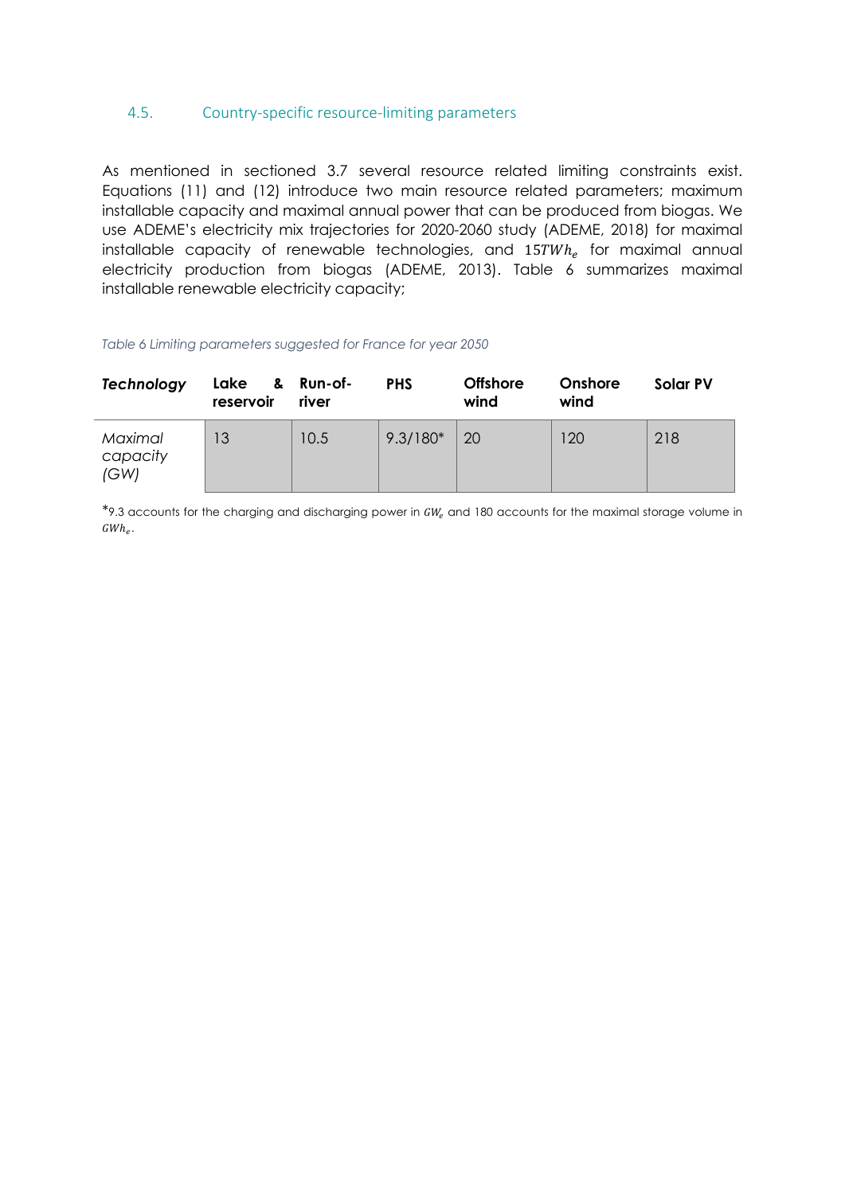### 4.5. Country-specific resource-limiting parameters

As mentioned in sectioned 3.7 several resource related limiting constraints exist. Equations (11) and (12) introduce two main resource related parameters; maximum installable capacity and maximal annual power that can be produced from biogas. We use ADEME's electricity mix trajectories for 2020-2060 study (ADEME, 2018) for maximal installable capacity of renewable technologies, and $15TWh_e$ for maximal annual electricity production from biogas (ADEME, 2013). Table 6 summarizes maximal installable renewable electricity capacity;

*Table 6 Limiting parameters suggested for France for year 2050*

| ***Technology*** | **Lake & reservoir** | **Run-of-river** | **PHS** | **Offshore wind** | **Onshore wind** | **Solar PV** |
|---|---|---|---|---|---|---|
| *Maximal capacity (GW)* | 13 | 10.5 | 9.3/180* | 20 | 120 | 218 |

*9.3 accounts for the charging and discharging power in $GW_e$ and 180 accounts for the maximal storage volume in $GWh_e$.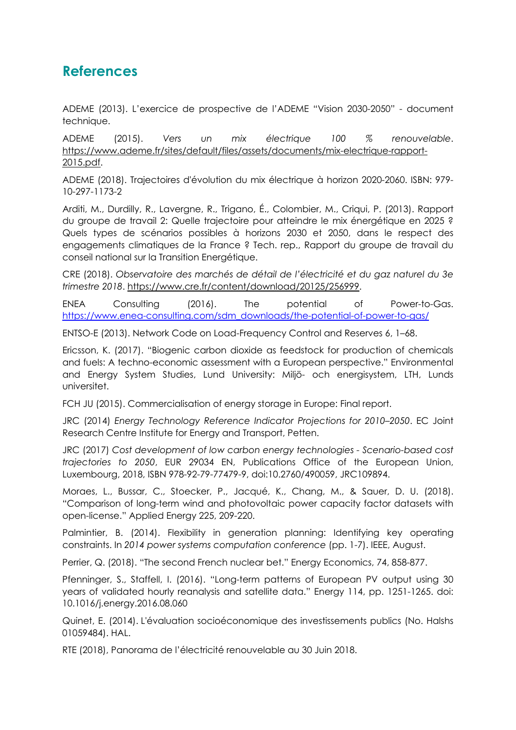## References

ADEME (2013). L'exercice de prospective de l'ADEME "Vision 2030-2050" - document technique.

ADEME (2015). *Vers un mix électrique 100 % renouvelable*. https://www.ademe.fr/sites/default/files/assets/documents/mix-electrique-rapport-2015.pdf.

ADEME (2018). Trajectoires d'évolution du mix électrique à horizon 2020-2060. ISBN: 979-10-297-1173-2

Arditi, M., Durdilly, R., Lavergne, R., Trigano, É., Colombier, M., Criqui, P. (2013). Rapport du groupe de travail 2: Quelle trajectoire pour atteindre le mix énergétique en 2025 ? Quels types de scénarios possibles à horizons 2030 et 2050, dans le respect des engagements climatiques de la France ? Tech. rep., Rapport du groupe de travail du conseil national sur la Transition Energétique.

CRE (2018). *Observatoire des marchés de détail de l'électricité et du gaz naturel du 3e trimestre 2018*. https://www.cre.fr/content/download/20125/256999.

ENEA Consulting (2016). The potential of Power-to-Gas. https://www.enea-consulting.com/sdm_downloads/the-potential-of-power-to-gas/

ENTSO-E (2013). Network Code on Load-Frequency Control and Reserves 6, 1–68.

Ericsson, K. (2017). "Biogenic carbon dioxide as feedstock for production of chemicals and fuels: A techno-economic assessment with a European perspective." Environmental and Energy System Studies, Lund University: Miljö- och energisystem, LTH, Lunds universitet.

FCH JU (2015). Commercialisation of energy storage in Europe: Final report.

JRC (2014) *Energy Technology Reference Indicator Projections for 2010–2050*. EC Joint Research Centre Institute for Energy and Transport, Petten.

JRC (2017) *Cost development of low carbon energy technologies - Scenario-based cost trajectories to 2050*, EUR 29034 EN, Publications Office of the European Union, Luxembourg, 2018, ISBN 978-92-79-77479-9, doi:10.2760/490059, JRC109894.

Moraes, L., Bussar, C., Stoecker, P., Jacqué, K., Chang, M., & Sauer, D. U. (2018). "Comparison of long-term wind and photovoltaic power capacity factor datasets with open-license." Applied Energy 225, 209-220.

Palmintier, B. (2014). Flexibility in generation planning: Identifying key operating constraints. In *2014 power systems computation conference* (pp. 1-7). IEEE, August.

Perrier, Q. (2018). "The second French nuclear bet." Energy Economics, 74, 858-877.

Pfenninger, S., Staffell, I. (2016). "Long-term patterns of European PV output using 30 years of validated hourly reanalysis and satellite data." Energy 114, pp. 1251-1265. doi: 10.1016/j.energy.2016.08.060

Quinet, E. (2014). L'évaluation socioéconomique des investissements publics (No. Halshs 01059484). HAL.

RTE (2018), Panorama de l'électricité renouvelable au 30 Juin 2018.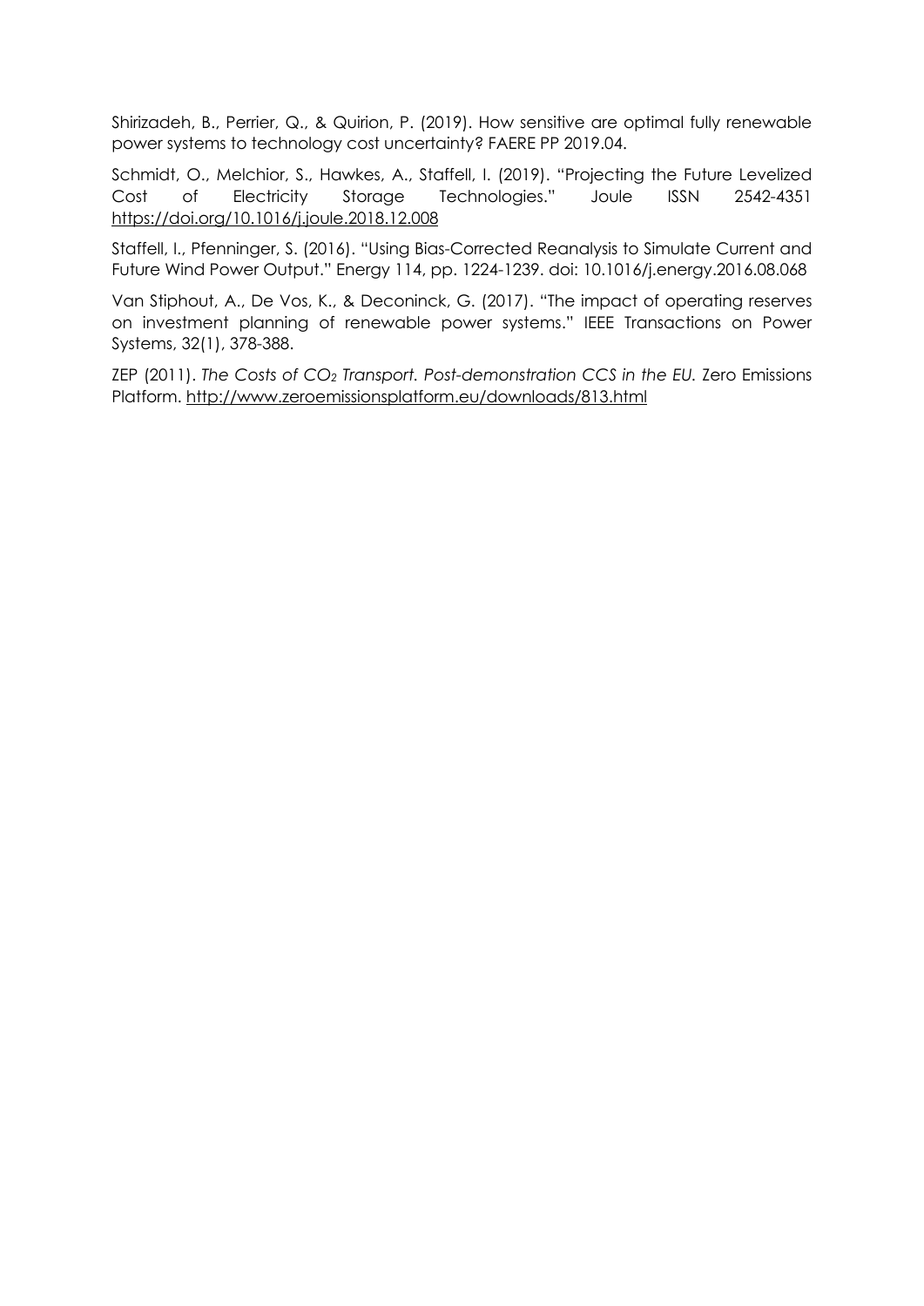Shirizadeh, B., Perrier, Q., & Quirion, P. (2019). How sensitive are optimal fully renewable power systems to technology cost uncertainty? FAERE PP 2019.04.

Schmidt, O., Melchior, S., Hawkes, A., Staffell, I. (2019). "Projecting the Future Levelized Cost of Electricity Storage Technologies." Joule ISSN 2542-4351 https://doi.org/10.1016/j.joule.2018.12.008

Staffell, I., Pfenninger, S. (2016). "Using Bias-Corrected Reanalysis to Simulate Current and Future Wind Power Output." Energy 114, pp. 1224-1239. doi: 10.1016/j.energy.2016.08.068

Van Stiphout, A., De Vos, K., & Deconinck, G. (2017). "The impact of operating reserves on investment planning of renewable power systems." IEEE Transactions on Power Systems, 32(1), 378-388.

ZEP (2011). *The Costs of $CO_2$ Transport. Post-demonstration CCS in the EU.* Zero Emissions Platform. http://www.zeroemissionsplatform.eu/downloads/813.html